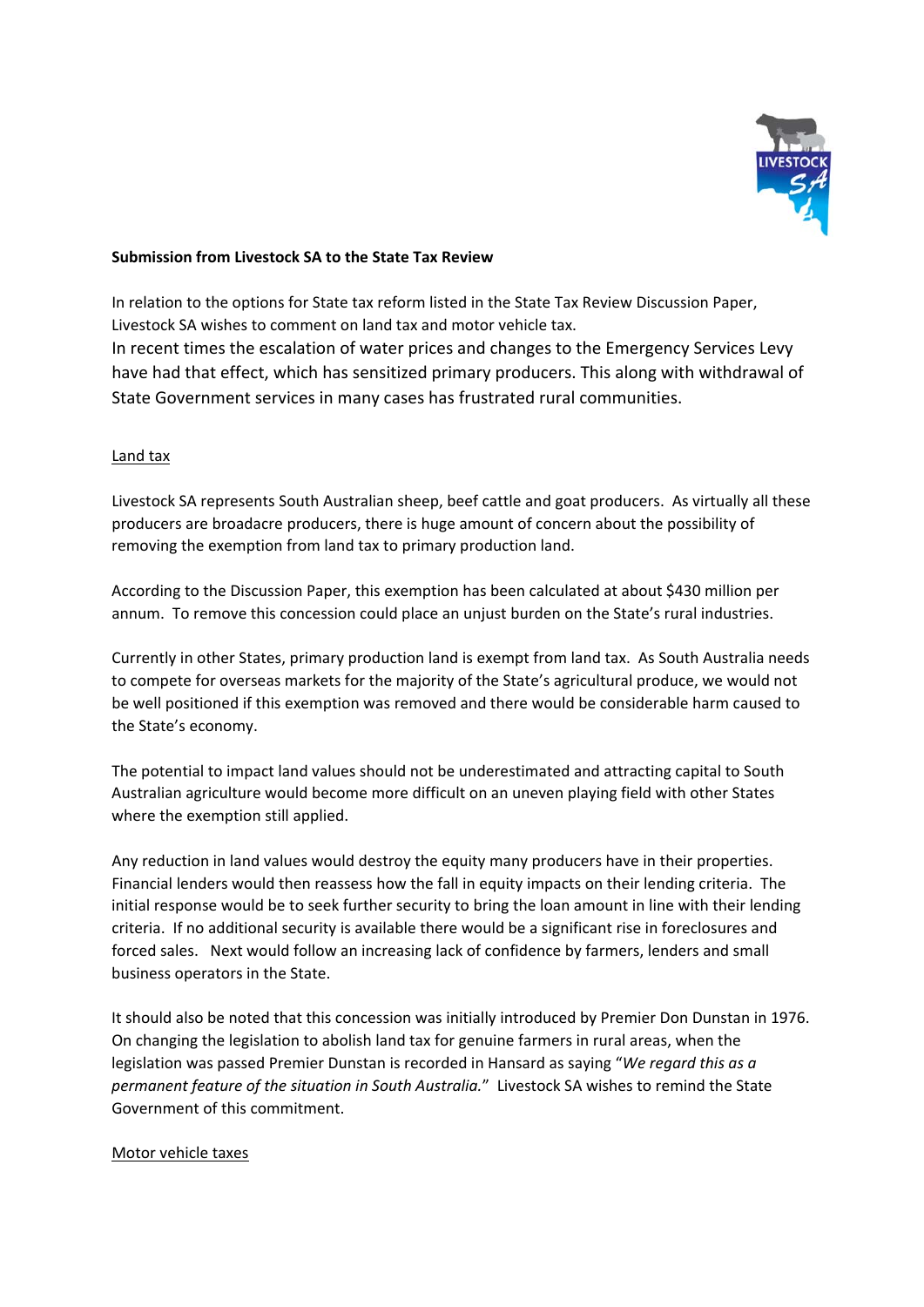**Submission from Livestock SA to the State Tax Review**

In relation to the options for State tax reform listed in the State Tax Review Discussion Paper, Livestock SA wishes to comment on land tax and motor vehicle tax.
In recent times the escalation of water prices and changes to the Emergency Services Levy have had that effect, which has sensitized primary producers. This along with withdrawal of State Government services in many cases has frustrated rural communities.

Land tax

Livestock SA represents South Australian sheep, beef cattle and goat producers. As virtually all these producers are broadacre producers, there is huge amount of concern about the possibility of removing the exemption from land tax to primary production land.

According to the Discussion Paper, this exemption has been calculated at about $430 million per annum. To remove this concession could place an unjust burden on the State's rural industries.

Currently in other States, primary production land is exempt from land tax. As South Australia needs to compete for overseas markets for the majority of the State's agricultural produce, we would not be well positioned if this exemption was removed and there would be considerable harm caused to the State's economy.

The potential to impact land values should not be underestimated and attracting capital to South Australian agriculture would become more difficult on an uneven playing field with other States where the exemption still applied.

Any reduction in land values would destroy the equity many producers have in their properties. Financial lenders would then reassess how the fall in equity impacts on their lending criteria. The initial response would be to seek further security to bring the loan amount in line with their lending criteria. If no additional security is available there would be a significant rise in foreclosures and forced sales. Next would follow an increasing lack of confidence by farmers, lenders and small business operators in the State.

It should also be noted that this concession was initially introduced by Premier Don Dunstan in 1976. On changing the legislation to abolish land tax for genuine farmers in rural areas, when the legislation was passed Premier Dunstan is recorded in Hansard as saying "*We regard this as a permanent feature of the situation in South Australia.*" Livestock SA wishes to remind the State Government of this commitment.

Motor vehicle taxes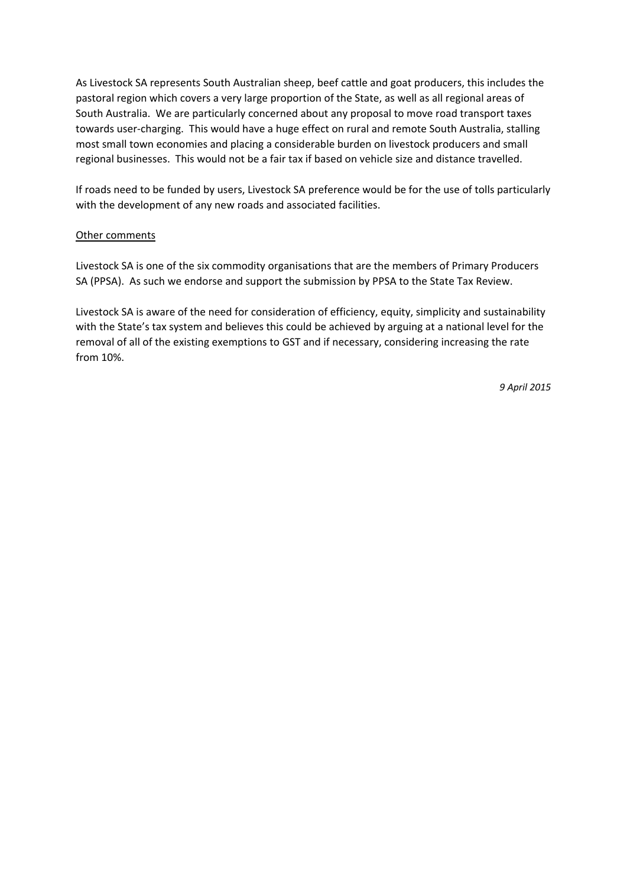As Livestock SA represents South Australian sheep, beef cattle and goat producers, this includes the pastoral region which covers a very large proportion of the State, as well as all regional areas of South Australia. We are particularly concerned about any proposal to move road transport taxes towards user-charging. This would have a huge effect on rural and remote South Australia, stalling most small town economies and placing a considerable burden on livestock producers and small regional businesses. This would not be a fair tax if based on vehicle size and distance travelled.

If roads need to be funded by users, Livestock SA preference would be for the use of tolls particularly with the development of any new roads and associated facilities.

<u>Other comments</u>

Livestock SA is one of the six commodity organisations that are the members of Primary Producers SA (PPSA). As such we endorse and support the submission by PPSA to the State Tax Review.

Livestock SA is aware of the need for consideration of efficiency, equity, simplicity and sustainability with the State's tax system and believes this could be achieved by arguing at a national level for the removal of all of the existing exemptions to GST and if necessary, considering increasing the rate from 10%.

*9 April 2015*